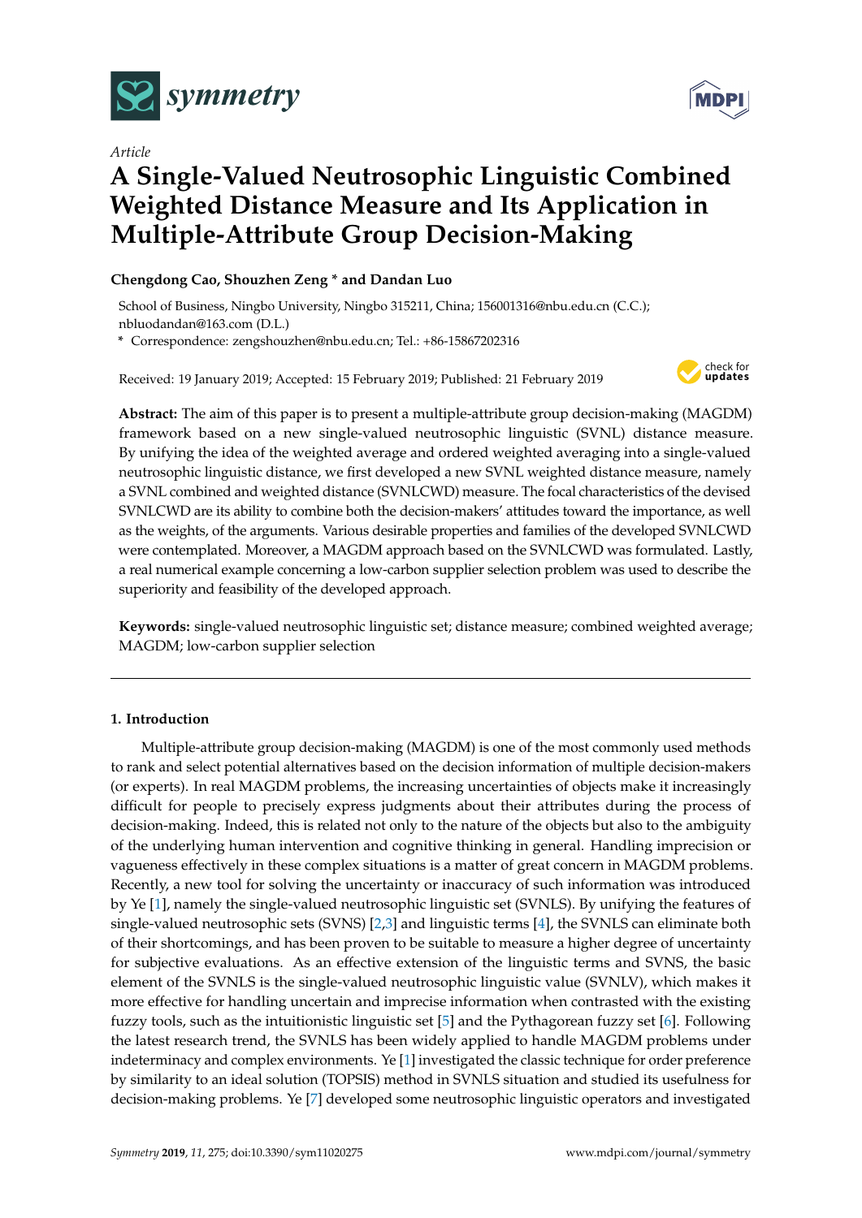*Article*

# A Single-Valued Neutrosophic Linguistic Combined Weighted Distance Measure and Its Application in Multiple-Attribute Group Decision-Making

**Chengdong Cao, Shouzhen Zeng * and Dandan Luo**

School of Business, Ningbo University, Ningbo 315211, China; 156001316@nbu.edu.cn (C.C.); nbluodandan@163.com (D.L.)

\* Correspondence: zengshouzhen@nbu.edu.cn; Tel.: +86-15867202316

Received: 19 January 2019; Accepted: 15 February 2019; Published: 21 February 2019

**Abstract:** The aim of this paper is to present a multiple-attribute group decision-making (MAGDM) framework based on a new single-valued neutrosophic linguistic (SVNL) distance measure. By unifying the idea of the weighted average and ordered weighted averaging into a single-valued neutrosophic linguistic distance, we first developed a new SVNL weighted distance measure, namely a SVNL combined and weighted distance (SVNLCWD) measure. The focal characteristics of the devised SVNLCWD are its ability to combine both the decision-makers' attitudes toward the importance, as well as the weights, of the arguments. Various desirable properties and families of the developed SVNLCWD were contemplated. Moreover, a MAGDM approach based on the SVNLCWD was formulated. Lastly, a real numerical example concerning a low-carbon supplier selection problem was used to describe the superiority and feasibility of the developed approach.

**Keywords:** single-valued neutrosophic linguistic set; distance measure; combined weighted average; MAGDM; low-carbon supplier selection

## 1. Introduction

Multiple-attribute group decision-making (MAGDM) is one of the most commonly used methods to rank and select potential alternatives based on the decision information of multiple decision-makers (or experts). In real MAGDM problems, the increasing uncertainties of objects make it increasingly difficult for people to precisely express judgments about their attributes during the process of decision-making. Indeed, this is related not only to the nature of the objects but also to the ambiguity of the underlying human intervention and cognitive thinking in general. Handling imprecision or vagueness effectively in these complex situations is a matter of great concern in MAGDM problems. Recently, a new tool for solving the uncertainty or inaccuracy of such information was introduced by Ye [1], namely the single-valued neutrosophic linguistic set (SVNLS). By unifying the features of single-valued neutrosophic sets (SVNS) [2,3] and linguistic terms [4], the SVNLS can eliminate both of their shortcomings, and has been proven to be suitable to measure a higher degree of uncertainty for subjective evaluations. As an effective extension of the linguistic terms and SVNS, the basic element of the SVNLS is the single-valued neutrosophic linguistic value (SVNLV), which makes it more effective for handling uncertain and imprecise information when contrasted with the existing fuzzy tools, such as the intuitionistic linguistic set [5] and the Pythagorean fuzzy set [6]. Following the latest research trend, the SVNLS has been widely applied to handle MAGDM problems under indeterminacy and complex environments. Ye [1] investigated the classic technique for order preference by similarity to an ideal solution (TOPSIS) method in SVNLS situation and studied its usefulness for decision-making problems. Ye [7] developed some neutrosophic linguistic operators and investigated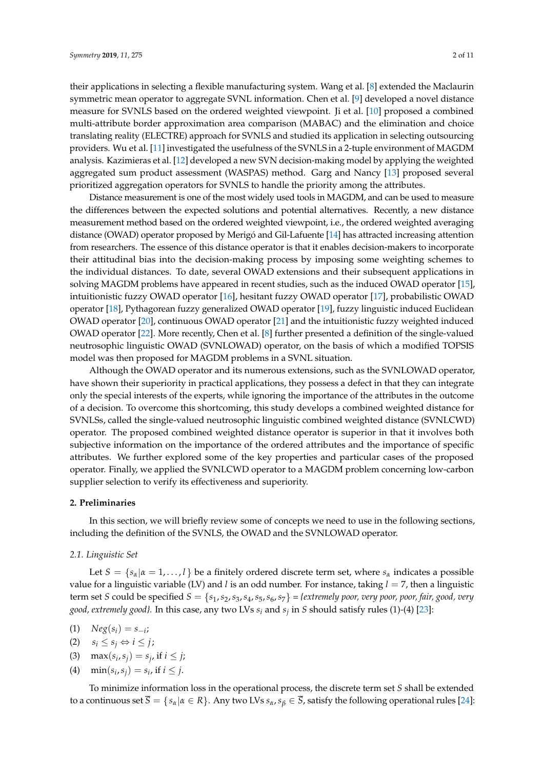their applications in selecting a flexible manufacturing system. Wang et al. [8] extended the Maclaurin symmetric mean operator to aggregate SVNL information. Chen et al. [9] developed a novel distance measure for SVNLS based on the ordered weighted viewpoint. Ji et al. [10] proposed a combined multi-attribute border approximation area comparison (MABAC) and the elimination and choice translating reality (ELECTRE) approach for SVNLS and studied its application in selecting outsourcing providers. Wu et al. [11] investigated the usefulness of the SVNLS in a 2-tuple environment of MAGDM analysis. Kazimieras et al. [12] developed a new SVN decision-making model by applying the weighted aggregated sum product assessment (WASPAS) method. Garg and Nancy [13] proposed several prioritized aggregation operators for SVNLS to handle the priority among the attributes.

Distance measurement is one of the most widely used tools in MAGDM, and can be used to measure the differences between the expected solutions and potential alternatives. Recently, a new distance measurement method based on the ordered weighted viewpoint, i.e., the ordered weighted averaging distance (OWAD) operator proposed by Merigó and Gil-Lafuente [14] has attracted increasing attention from researchers. The essence of this distance operator is that it enables decision-makers to incorporate their attitudinal bias into the decision-making process by imposing some weighting schemes to the individual distances. To date, several OWAD extensions and their subsequent applications in solving MAGDM problems have appeared in recent studies, such as the induced OWAD operator [15], intuitionistic fuzzy OWAD operator [16], hesitant fuzzy OWAD operator [17], probabilistic OWAD operator [18], Pythagorean fuzzy generalized OWAD operator [19], fuzzy linguistic induced Euclidean OWAD operator [20], continuous OWAD operator [21] and the intuitionistic fuzzy weighted induced OWAD operator [22]. More recently, Chen et al. [8] further presented a definition of the single-valued neutrosophic linguistic OWAD (SVNLOWAD) operator, on the basis of which a modified TOPSIS model was then proposed for MAGDM problems in a SVNL situation.

Although the OWAD operator and its numerous extensions, such as the SVNLOWAD operator, have shown their superiority in practical applications, they possess a defect in that they can integrate only the special interests of the experts, while ignoring the importance of the attributes in the outcome of a decision. To overcome this shortcoming, this study develops a combined weighted distance for SVNLSs, called the single-valued neutrosophic linguistic combined weighted distance (SVNLCWD) operator. The proposed combined weighted distance operator is superior in that it involves both subjective information on the importance of the ordered attributes and the importance of specific attributes. We further explored some of the key properties and particular cases of the proposed operator. Finally, we applied the SVNLCWD operator to a MAGDM problem concerning low-carbon supplier selection to verify its effectiveness and superiority.

## 2. Preliminaries

In this section, we will briefly review some of concepts we need to use in the following sections, including the definition of the SVNLS, the OWAD and the SVNLOWAD operator.

### 2.1. Linguistic Set

Let $S = \{s_\alpha | \alpha = 1, \ldots, l\}$ be a finitely ordered discrete term set, where $s_\alpha$ indicates a possible value for a linguistic variable (LV) and $l$ is an odd number. For instance, taking $l = 7$, then a linguistic term set $S$ could be specified $S = \{s_1, s_2, s_3, s_4, s_5, s_6, s_7\}$ = *{extremely poor, very poor, poor, fair, good, very good, extremely good}*. In this case, any two LVs $s_i$ and $s_j$ in $S$ should satisfy rules (1)-(4) [23]:

(1) $Neg(s_i) = s_{-i}$;

(2) $s_i \leq s_j \Leftrightarrow i \leq j$;

(3) $\max(s_i, s_j) = s_j$, if $i \leq j$;

(4) $\min(s_i, s_j) = s_i$, if $i \leq j$.

To minimize information loss in the operational process, the discrete term set $S$ shall be extended to a continuous set $\overline{S} = \{s_\alpha | \alpha \in R\}$. Any two LVs $s_\alpha, s_\beta \in \overline{S}$, satisfy the following operational rules [24]: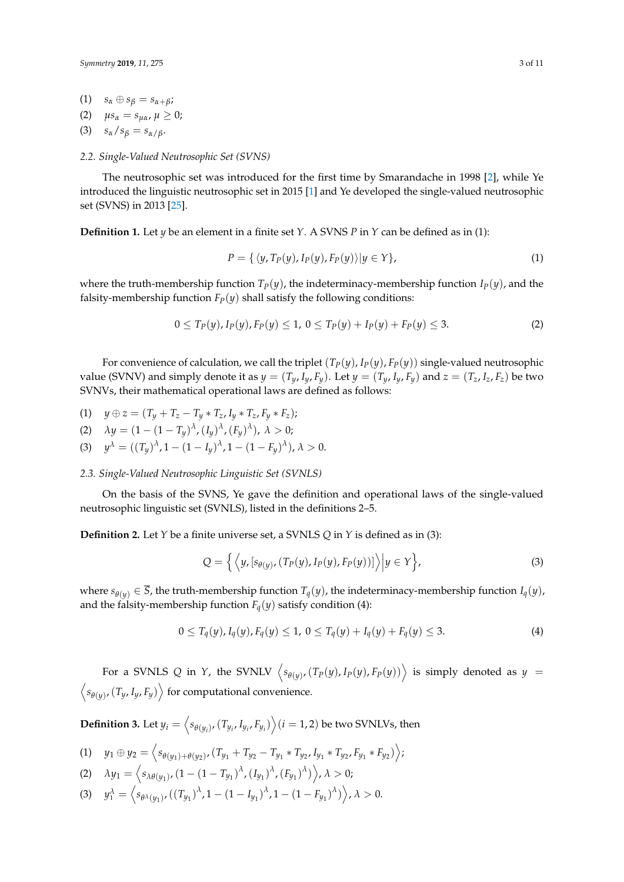(1) $s_\alpha \oplus s_\beta = s_{\alpha+\beta}$;
(2) $\mu s_\alpha = s_{\mu\alpha}$, $\mu \geq 0$;
(3) $s_\alpha / s_\beta = s_{\alpha/\beta}$.

### 2.2. Single-Valued Neutrosophic Set (SVNS)

The neutrosophic set was introduced for the first time by Smarandache in 1998 [2], while Ye introduced the linguistic neutrosophic set in 2015 [1] and Ye developed the single-valued neutrosophic set (SVNS) in 2013 [25].

**Definition 1.** Let $y$ be an element in a finite set $Y$. A SVNS $P$ in $Y$ can be defined as in (1):

$$P = \{ \langle y, T_P(y), I_P(y), F_P(y) \rangle | y \in Y \}, \tag{1}$$

where the truth-membership function $T_P(y)$, the indeterminacy-membership function $I_P(y)$, and the falsity-membership function $F_P(y)$ shall satisfy the following conditions:

$$0 \leq T_P(y), I_P(y), F_P(y) \leq 1,\ 0 \leq T_P(y) + I_P(y) + F_P(y) \leq 3. \tag{2}$$

For convenience of calculation, we call the triplet $(T_P(y), I_P(y), F_P(y))$ single-valued neutrosophic value (SVNV) and simply denote it as $y = (T_y, I_y, F_y)$. Let $y = (T_y, I_y, F_y)$ and $z = (T_z, I_z, F_z)$ be two SVNVs, their mathematical operational laws are defined as follows:

(1) $y \oplus z = (T_y + T_z - T_y * T_z, I_y * T_z, F_y * F_z)$;
(2) $\lambda y = (1 - (1 - T_y)^\lambda, (I_y)^\lambda, (F_y)^\lambda)$, $\lambda > 0$;
(3) $y^\lambda = ((T_y)^\lambda, 1 - (1 - I_y)^\lambda, 1 - (1 - F_y)^\lambda)$, $\lambda > 0$.

### 2.3. Single-Valued Neutrosophic Linguistic Set (SVNLS)

On the basis of the SVNS, Ye gave the definition and operational laws of the single-valued neutrosophic linguistic set (SVNLS), listed in the definitions 2–5.

**Definition 2.** Let $Y$ be a finite universe set, a SVNLS $Q$ in $Y$ is defined as in (3):

$$Q = \left\{ \left\langle y, [s_{\theta(y)}, (T_P(y), I_P(y), F_P(y))] \right\rangle \middle| y \in Y \right\}, \tag{3}$$

where $s_{\theta(y)} \in \overline{S}$, the truth-membership function $T_q(y)$, the indeterminacy-membership function $I_q(y)$, and the falsity-membership function $F_q(y)$ satisfy condition (4):

$$0 \leq T_q(y), I_q(y), F_q(y) \leq 1,\ 0 \leq T_q(y) + I_q(y) + F_q(y) \leq 3. \tag{4}$$

For a SVNLS $Q$ in $Y$, the SVNLV $\left\langle s_{\theta(y)}, (T_P(y), I_P(y), F_P(y)) \right\rangle$ is simply denoted as $y = \left\langle s_{\theta(y)}, (T_y, I_y, F_y) \right\rangle$ for computational convenience.

**Definition 3.** Let $y_i = \left\langle s_{\theta(y_i)}, (T_{y_i}, I_{y_i}, F_{y_i}) \right\rangle (i = 1, 2)$ be two SVNLVs, then

(1) $y_1 \oplus y_2 = \left\langle s_{\theta(y_1)+\theta(y_2)}, (T_{y_1} + T_{y_2} - T_{y_1} * T_{y_2}, I_{y_1} * T_{y_2}, F_{y_1} * F_{y_2}) \right\rangle$;
(2) $\lambda y_1 = \left\langle s_{\lambda\theta(y_1)}, (1 - (1 - T_{y_1})^\lambda, (I_{y_1})^\lambda, (F_{y_1})^\lambda) \right\rangle$, $\lambda > 0$;
(3) $y_1^\lambda = \left\langle s_{\theta^\lambda(y_1)}, ((T_{y_1})^\lambda, 1 - (1 - I_{y_1})^\lambda, 1 - (1 - F_{y_1})^\lambda) \right\rangle$, $\lambda > 0$.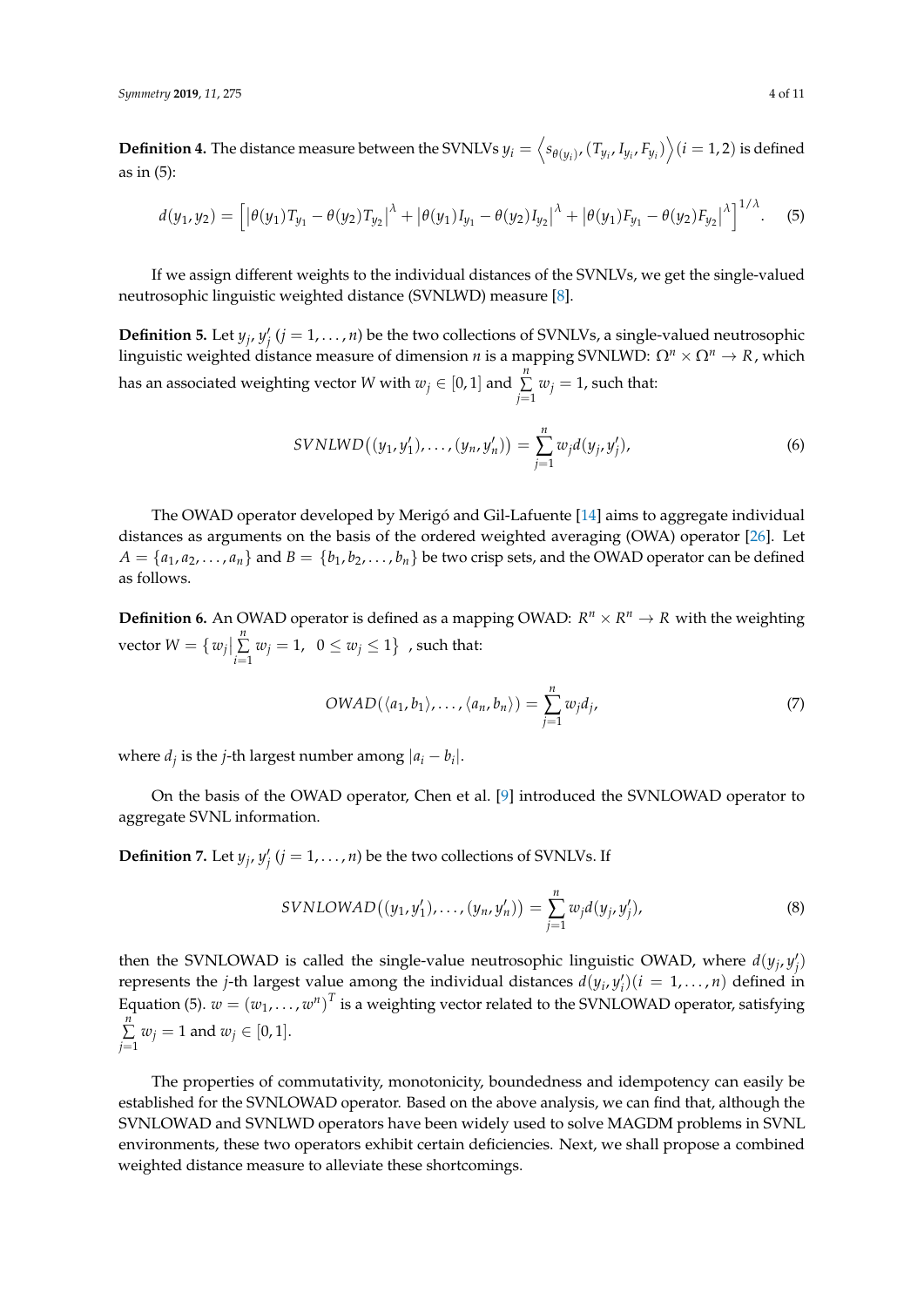**Definition 4.** The distance measure between the SVNLVs $y_i = \left\langle s_{\theta(y_i)}, (T_{y_i}, I_{y_i}, F_{y_i}) \right\rangle (i = 1, 2)$ is defined as in (5):

$$d(y_1, y_2) = \left[ \left| \theta(y_1) T_{y_1} - \theta(y_2) T_{y_2} \right|^{\lambda} + \left| \theta(y_1) I_{y_1} - \theta(y_2) I_{y_2} \right|^{\lambda} + \left| \theta(y_1) F_{y_1} - \theta(y_2) F_{y_2} \right|^{\lambda} \right]^{1/\lambda}. \quad (5)$$

If we assign different weights to the individual distances of the SVNLVs, we get the single-valued neutrosophic linguistic weighted distance (SVNLWD) measure [8].

**Definition 5.** Let $y_j, y'_j$ $(j = 1, \ldots, n)$ be the two collections of SVNLVs, a single-valued neutrosophic linguistic weighted distance measure of dimension $n$ is a mapping SVNLWD: $\Omega^n \times \Omega^n \to R$, which has an associated weighting vector $W$ with $w_j \in [0, 1]$ and $\sum_{j=1}^{n} w_j = 1$, such that:

$$SVNLWD\left( (y_1, y'_1), \ldots, (y_n, y'_n) \right) = \sum_{j=1}^{n} w_j d(y_j, y'_j), \quad (6)$$

The OWAD operator developed by Merigó and Gil-Lafuente [14] aims to aggregate individual distances as arguments on the basis of the ordered weighted averaging (OWA) operator [26]. Let $A = \{a_1, a_2, \ldots, a_n\}$ and $B = \{b_1, b_2, \ldots, b_n\}$ be two crisp sets, and the OWAD operator can be defined as follows.

**Definition 6.** An OWAD operator is defined as a mapping OWAD: $R^n \times R^n \to R$ with the weighting vector $W = \left\{ w_j \middle| \sum_{i=1}^{n} w_j = 1, \ 0 \le w_j \le 1 \right\}$ , such that:

$$OWAD(\langle a_1, b_1 \rangle, \ldots, \langle a_n, b_n \rangle) = \sum_{j=1}^{n} w_j d_j, \quad (7)$$

where $d_j$ is the $j$-th largest number among $|a_i - b_i|$.

On the basis of the OWAD operator, Chen et al. [9] introduced the SVNLOWAD operator to aggregate SVNL information.

**Definition 7.** Let $y_j, y'_j$ $(j = 1, \ldots, n)$ be the two collections of SVNLVs. If

$$SVNLOWAD\left( (y_1, y'_1), \ldots, (y_n, y'_n) \right) = \sum_{j=1}^{n} w_j d(y_j, y'_j), \quad (8)$$

then the SVNLOWAD is called the single-value neutrosophic linguistic OWAD, where $d(y_j, y'_j)$ represents the $j$-th largest value among the individual distances $d(y_i, y'_i) (i = 1, \ldots, n)$ defined in Equation (5). $w = (w_1, \ldots, w^n)^T$ is a weighting vector related to the SVNLOWAD operator, satisfying $\sum_{j=1}^{n} w_j = 1$ and $w_j \in [0, 1]$.

The properties of commutativity, monotonicity, boundedness and idempotency can easily be established for the SVNLOWAD operator. Based on the above analysis, we can find that, although the SVNLOWAD and SVNLWD operators have been widely used to solve MAGDM problems in SVNL environments, these two operators exhibit certain deficiencies. Next, we shall propose a combined weighted distance measure to alleviate these shortcomings.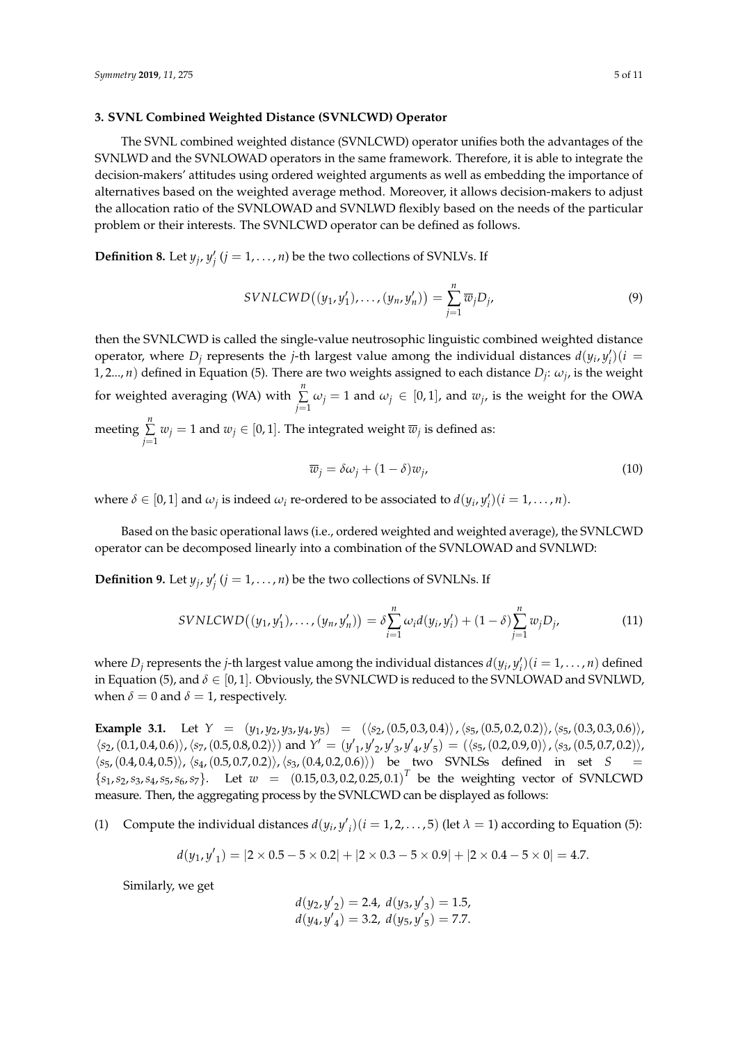### 3. SVNL Combined Weighted Distance (SVNLCWD) Operator

The SVNL combined weighted distance (SVNLCWD) operator unifies both the advantages of the SVNLWD and the SVNLOWAD operators in the same framework. Therefore, it is able to integrate the decision-makers' attitudes using ordered weighted arguments as well as embedding the importance of alternatives based on the weighted average method. Moreover, it allows decision-makers to adjust the allocation ratio of the SVNLOWAD and SVNLWD flexibly based on the needs of the particular problem or their interests. The SVNLCWD operator can be defined as follows.

**Definition 8.** Let $y_j, y'_j$ $(j = 1, \ldots, n)$ be the two collections of SVNLVs. If

$$SVNLCWD\big((y_1, y'_1), \ldots, (y_n, y'_n)\big) = \sum_{j=1}^{n} \overline{w}_j D_j, \tag{9}$$

then the SVNLCWD is called the single-value neutrosophic linguistic combined weighted distance operator, where $D_j$ represents the $j$-th largest value among the individual distances $d(y_i, y'_i)(i = 1, 2..., n)$ defined in Equation (5). There are two weights assigned to each distance $D_j$: $\omega_j$, is the weight for weighted averaging (WA) with $\sum_{j=1}^{n} \omega_j = 1$ and $\omega_j \in [0,1]$, and $w_j$, is the weight for the OWA meeting $\sum_{j=1}^{n} w_j = 1$ and $w_j \in [0,1]$. The integrated weight $\overline{w}_j$ is defined as:

$$\overline{w}_j = \delta \omega_j + (1 - \delta) w_j, \tag{10}$$

where $\delta \in [0,1]$ and $\omega_j$ is indeed $\omega_i$ re-ordered to be associated to $d(y_i, y'_i)(i = 1, \ldots, n)$.

Based on the basic operational laws (i.e., ordered weighted and weighted average), the SVNLCWD operator can be decomposed linearly into a combination of the SVNLOWAD and SVNLWD:

**Definition 9.** Let $y_j, y'_j$ $(j = 1, \ldots, n)$ be the two collections of SVNLNs. If

$$SVNLCWD\big((y_1, y'_1), \ldots, (y_n, y'_n)\big) = \delta \sum_{i=1}^{n} \omega_i d(y_i, y'_i) + (1 - \delta) \sum_{j=1}^{n} w_j D_j, \tag{11}$$

where $D_j$ represents the $j$-th largest value among the individual distances $d(y_i, y'_i)(i = 1, \ldots, n)$ defined in Equation (5), and $\delta \in [0,1]$. Obviously, the SVNLCWD is reduced to the SVNLOWAD and SVNLWD, when $\delta = 0$ and $\delta = 1$, respectively.

**Example 3.1.** Let $Y = (y_1, y_2, y_3, y_4, y_5) = (\langle s_2, (0.5, 0.3, 0.4)\rangle, \langle s_5, (0.5, 0.2, 0.2)\rangle, \langle s_5, (0.3, 0.3, 0.6)\rangle, \langle s_2, (0.1, 0.4, 0.6)\rangle, \langle s_7, (0.5, 0.8, 0.2)\rangle)$ and $Y' = (y'_1, y'_2, y'_3, y'_4, y'_5) = (\langle s_5, (0.2, 0.9, 0)\rangle, \langle s_3, (0.5, 0.7, 0.2)\rangle, \langle s_5, (0.4, 0.4, 0.5)\rangle, \langle s_4, (0.5, 0.7, 0.2)\rangle, \langle s_3, (0.4, 0.2, 0.6)\rangle)$ be two SVNLSs defined in set $S = \{s_1, s_2, s_3, s_4, s_5, s_6, s_7\}$. Let $w = (0.15, 0.3, 0.2, 0.25, 0.1)^T$ be the weighting vector of SVNLCWD measure. Then, the aggregating process by the SVNLCWD can be displayed as follows:

(1) Compute the individual distances $d(y_i, {y'}_i)(i = 1, 2, \ldots, 5)$ (let $\lambda = 1$) according to Equation (5):

$$d(y_1, {y'}_1) = |2 \times 0.5 - 5 \times 0.2| + |2 \times 0.3 - 5 \times 0.9| + |2 \times 0.4 - 5 \times 0| = 4.7.$$

Similarly, we get

$$d(y_2, {y'}_2) = 2.4,\ d(y_3, {y'}_3) = 1.5,$$
$$d(y_4, {y'}_4) = 3.2,\ d(y_5, {y'}_5) = 7.7.$$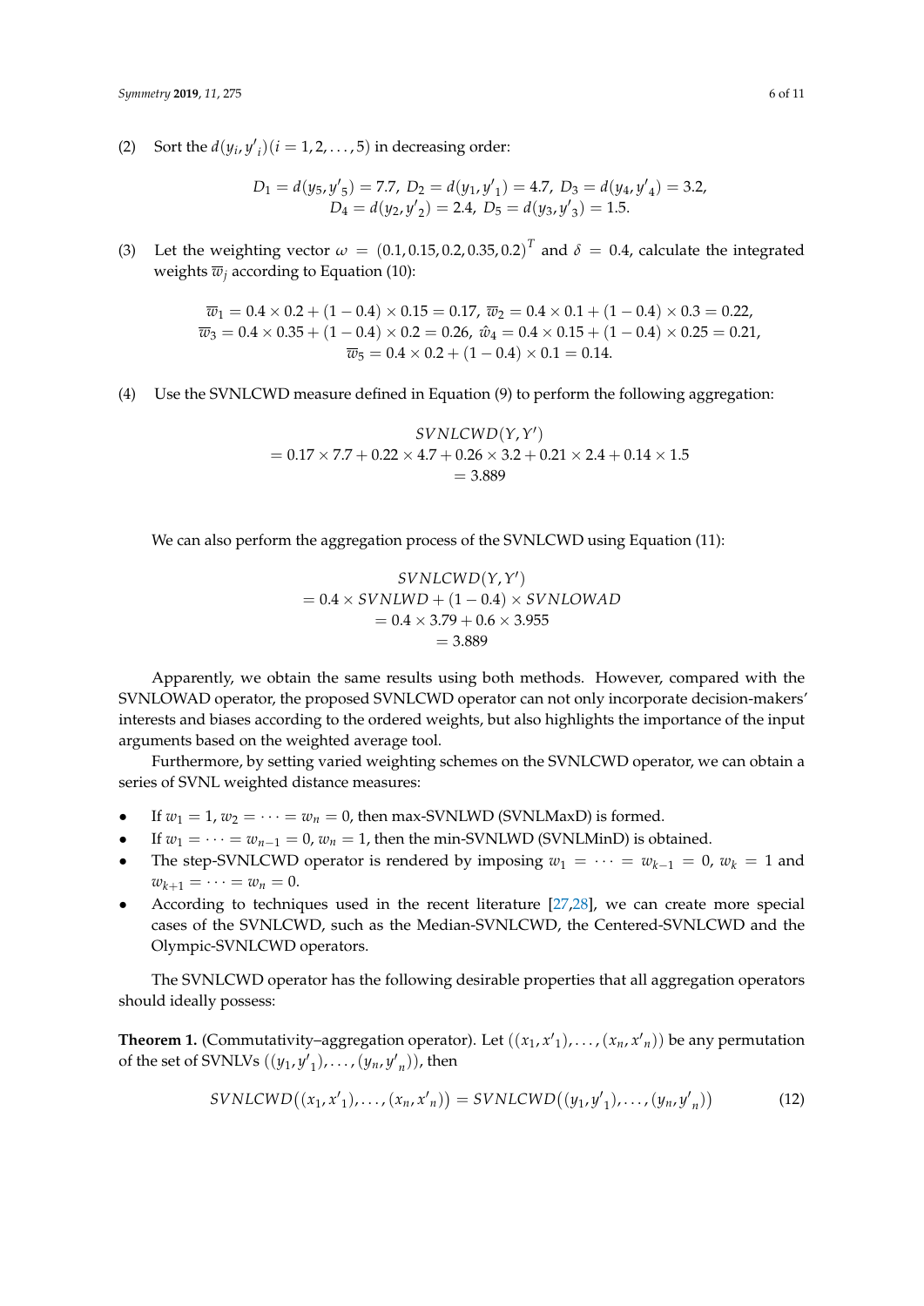(2) Sort the $d(y_i, {y'}_i)(i = 1, 2, \ldots, 5)$ in decreasing order:

$$D_1 = d(y_5, {y'}_5) = 7.7,\ D_2 = d(y_1, {y'}_1) = 4.7,\ D_3 = d(y_4, {y'}_4) = 3.2,$$
$$D_4 = d(y_2, {y'}_2) = 2.4,\ D_5 = d(y_3, {y'}_3) = 1.5.$$

(3) Let the weighting vector $\omega = (0.1, 0.15, 0.2, 0.35, 0.2)^T$ and $\delta = 0.4$, calculate the integrated weights $\overline{w}_j$ according to Equation (10):

$$\overline{w}_1 = 0.4 \times 0.2 + (1 - 0.4) \times 0.15 = 0.17,\ \overline{w}_2 = 0.4 \times 0.1 + (1 - 0.4) \times 0.3 = 0.22,$$
$$\overline{w}_3 = 0.4 \times 0.35 + (1 - 0.4) \times 0.2 = 0.26,\ \hat{w}_4 = 0.4 \times 0.15 + (1 - 0.4) \times 0.25 = 0.21,$$
$$\overline{w}_5 = 0.4 \times 0.2 + (1 - 0.4) \times 0.1 = 0.14.$$

(4) Use the SVNLCWD measure defined in Equation (9) to perform the following aggregation:

$$\begin{aligned} & SVNLCWD(Y, Y') \\ &= 0.17 \times 7.7 + 0.22 \times 4.7 + 0.26 \times 3.2 + 0.21 \times 2.4 + 0.14 \times 1.5 \\ &= 3.889 \end{aligned}$$

We can also perform the aggregation process of the SVNLCWD using Equation (11):

$$\begin{aligned} & SVNLCWD(Y, Y') \\ &= 0.4 \times SVNLWD + (1 - 0.4) \times SVNLOWAD \\ &= 0.4 \times 3.79 + 0.6 \times 3.955 \\ &= 3.889 \end{aligned}$$

Apparently, we obtain the same results using both methods. However, compared with the SVNLOWAD operator, the proposed SVNLCWD operator can not only incorporate decision-makers' interests and biases according to the ordered weights, but also highlights the importance of the input arguments based on the weighted average tool.

Furthermore, by setting varied weighting schemes on the SVNLCWD operator, we can obtain a series of SVNL weighted distance measures:

- If $w_1 = 1$, $w_2 = \cdots = w_n = 0$, then max-SVNLWD (SVNLMaxD) is formed.
- If $w_1 = \cdots = w_{n-1} = 0$, $w_n = 1$, then the min-SVNLWD (SVNLMinD) is obtained.
- The step-SVNLCWD operator is rendered by imposing $w_1 = \cdots = w_{k-1} = 0$, $w_k = 1$ and $w_{k+1} = \cdots = w_n = 0$.
- According to techniques used in the recent literature [27,28], we can create more special cases of the SVNLCWD, such as the Median-SVNLCWD, the Centered-SVNLCWD and the Olympic-SVNLCWD operators.

The SVNLCWD operator has the following desirable properties that all aggregation operators should ideally possess:

**Theorem 1.** (Commutativity–aggregation operator). Let $((x_1, {x'}_1), \ldots, (x_n, {x'}_n))$ be any permutation of the set of SVNLVs $((y_1, {y'}_1), \ldots, (y_n, {y'}_n))$, then

$$SVNLCWD\big((x_1, {x'}_1), \ldots, (x_n, {x'}_n)\big) = SVNLCWD\big((y_1, {y'}_1), \ldots, (y_n, {y'}_n)\big) \tag{12}$$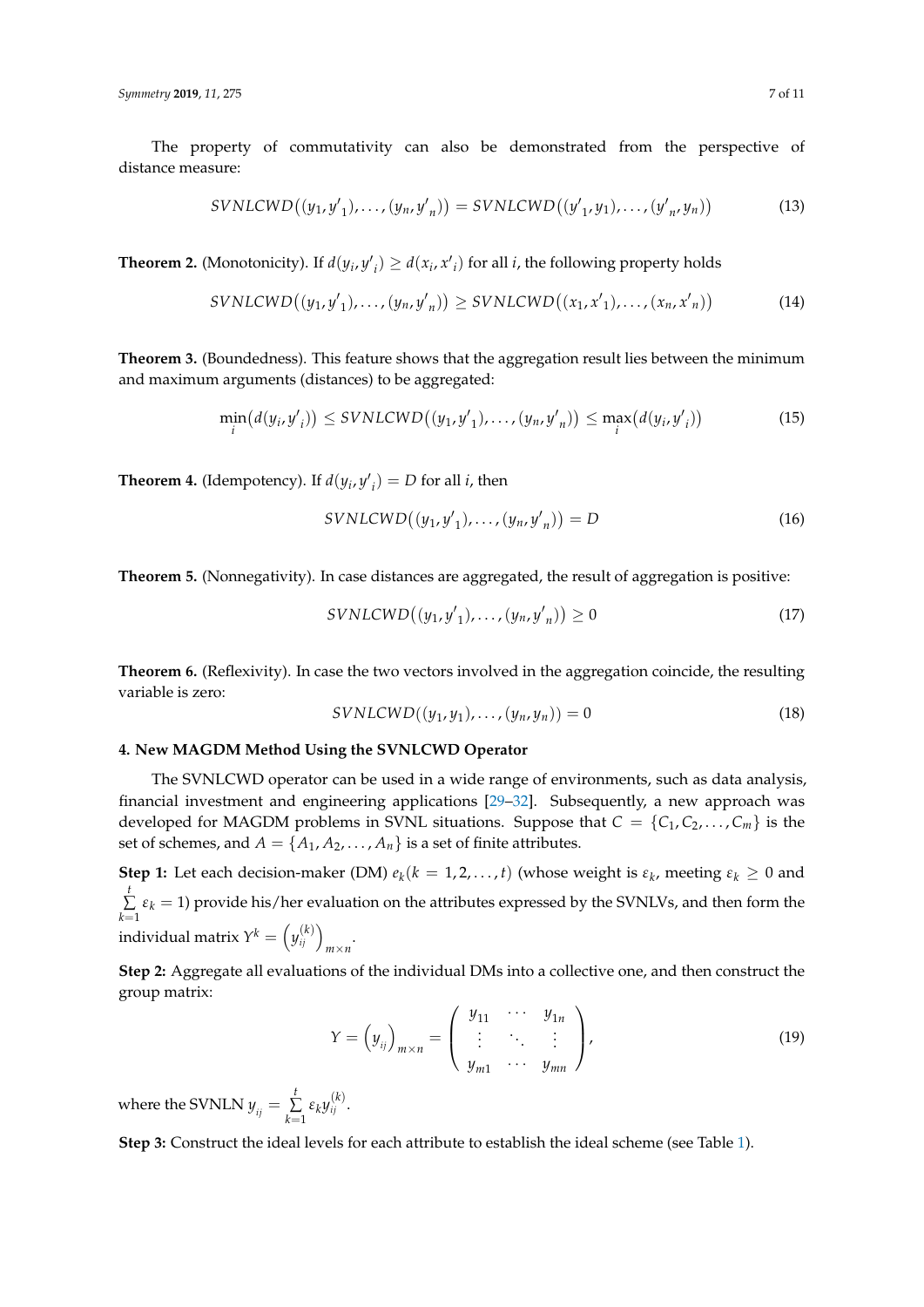The property of commutativity can also be demonstrated from the perspective of distance measure:

$$SVNLCWD\big((y_1, {y'}_1), \ldots, (y_n, {y'}_n)\big) = SVNLCWD\big(({y'}_1, y_1), \ldots, ({y'}_n, y_n)\big) \tag{13}$$

**Theorem 2.** (Monotonicity). If $d(y_i, {y'}_i) \geq d(x_i, {x'}_i)$ for all $i$, the following property holds

$$SVNLCWD\big((y_1, {y'}_1), \ldots, (y_n, {y'}_n)\big) \geq SVNLCWD\big((x_1, {x'}_1), \ldots, (x_n, {x'}_n)\big) \tag{14}$$

**Theorem 3.** (Boundedness). This feature shows that the aggregation result lies between the minimum and maximum arguments (distances) to be aggregated:

$$\min_i\big(d(y_i, {y'}_i)\big) \leq SVNLCWD\big((y_1, {y'}_1), \ldots, (y_n, {y'}_n)\big) \leq \max_i\big(d(y_i, {y'}_i)\big) \tag{15}$$

**Theorem 4.** (Idempotency). If $d(y_i, {y'}_i) = D$ for all $i$, then

$$SVNLCWD\big((y_1, {y'}_1), \ldots, (y_n, {y'}_n)\big) = D \tag{16}$$

**Theorem 5.** (Nonnegativity). In case distances are aggregated, the result of aggregation is positive:

$$SVNLCWD\big((y_1, {y'}_1), \ldots, (y_n, {y'}_n)\big) \geq 0 \tag{17}$$

**Theorem 6.** (Reflexivity). In case the two vectors involved in the aggregation coincide, the resulting variable is zero:

$$SVNLCWD((y_1, y_1), \ldots, (y_n, y_n)) = 0 \tag{18}$$

#### 4. New MAGDM Method Using the SVNLCWD Operator

The SVNLCWD operator can be used in a wide range of environments, such as data analysis, financial investment and engineering applications [29–32]. Subsequently, a new approach was developed for MAGDM problems in SVNL situations. Suppose that $C = \{C_1, C_2, \ldots, C_m\}$ is the set of schemes, and $A = \{A_1, A_2, \ldots, A_n\}$ is a set of finite attributes.

**Step 1:** Let each decision-maker (DM) $e_k (k = 1, 2, \ldots, t)$ (whose weight is $\varepsilon_k$, meeting $\varepsilon_k \geq 0$ and $\sum_{k=1}^{t} \varepsilon_k = 1$) provide his/her evaluation on the attributes expressed by the SVNLVs, and then form the individual matrix $Y^k = \left(y_{ij}^{(k)}\right)_{m \times n}$.

**Step 2:** Aggregate all evaluations of the individual DMs into a collective one, and then construct the group matrix:

$$Y = \left(y_{ij}\right)_{m \times n} = \begin{pmatrix} y_{11} & \cdots & y_{1n} \\ \vdots & \ddots & \vdots \\ y_{m1} & \cdots & y_{mn} \end{pmatrix}, \tag{19}$$

where the SVNLN $y_{ij} = \sum_{k=1}^{t} \varepsilon_k y_{ij}^{(k)}$.

**Step 3:** Construct the ideal levels for each attribute to establish the ideal scheme (see Table 1).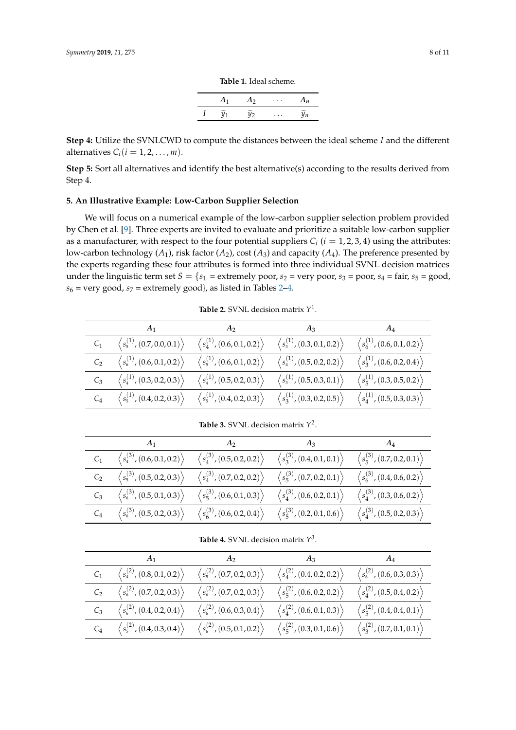**Table 1.** Ideal scheme.

| | $A_1$ | $A_2$ | $\cdots$ | $A_n$ |
|---|---|---|---|---|
| $I$ | $\tilde{y}_1$ | $\tilde{y}_2$ | $\ldots$ | $\tilde{y}_n$ |

**Step 4:** Utilize the SVNLCWD to compute the distances between the ideal scheme $I$ and the different alternatives $C_i (i = 1, 2, \ldots, m)$.

**Step 5:** Sort all alternatives and identify the best alternative(s) according to the results derived from Step 4.

## 5. An Illustrative Example: Low-Carbon Supplier Selection

We will focus on a numerical example of the low-carbon supplier selection problem provided by Chen et al. [9]. Three experts are invited to evaluate and prioritize a suitable low-carbon supplier as a manufacturer, with respect to the four potential suppliers $C_i$ $(i = 1, 2, 3, 4)$ using the attributes: low-carbon technology ($A_1$), risk factor ($A_2$), cost ($A_3$) and capacity ($A_4$). The preference presented by the experts regarding these four attributes is formed into three individual SVNL decision matrices under the linguistic term set $S = \{s_1$ = extremely poor, $s_2$ = very poor, $s_3$ = poor, $s_4$ = fair, $s_5$ = good, $s_6$ = very good, $s_7$ = extremely good$\}$, as listed in Tables 2–4.

**Table 2.** SVNL decision matrix $Y^1$.

| | $A_1$ | $A_2$ | $A_3$ | $A_4$ |
|---|---|---|---|---|
| $C_1$ | $\left\langle s_5^{(1)}, (0.7, 0.0, 0.1) \right\rangle$ | $\left\langle s_4^{(1)}, (0.6, 0.1, 0.2) \right\rangle$ | $\left\langle s_3^{(1)}, (0.3, 0.1, 0.2) \right\rangle$ | $\left\langle s_6^{(1)}, (0.6, 0.1, 0.2) \right\rangle$ |
| $C_2$ | $\left\langle s_6^{(1)}, (0.6, 0.1, 0.2) \right\rangle$ | $\left\langle s_5^{(1)}, (0.6, 0.1, 0.2) \right\rangle$ | $\left\langle s_4^{(1)}, (0.5, 0.2, 0.2) \right\rangle$ | $\left\langle s_3^{(1)}, (0.6, 0.2, 0.4) \right\rangle$ |
| $C_3$ | $\left\langle s_4^{(1)}, (0.3, 0.2, 0.3) \right\rangle$ | $\left\langle s_4^{(1)}, (0.5, 0.2, 0.3) \right\rangle$ | $\left\langle s_3^{(1)}, (0.5, 0.3, 0.1) \right\rangle$ | $\left\langle s_5^{(1)}, (0.3, 0.5, 0.2) \right\rangle$ |
| $C_4$ | $\left\langle s_5^{(1)}, (0.4, 0.2, 0.3) \right\rangle$ | $\left\langle s_5^{(1)}, (0.4, 0.2, 0.3) \right\rangle$ | $\left\langle s_3^{(1)}, (0.3, 0.2, 0.5) \right\rangle$ | $\left\langle s_4^{(1)}, (0.5, 0.3, 0.3) \right\rangle$ |

**Table 3.** SVNL decision matrix $Y^2$.

| | $A_1$ | $A_2$ | $A_3$ | $A_4$ |
|---|---|---|---|---|
| $C_1$ | $\left\langle s_4^{(3)}, (0.6, 0.1, 0.2) \right\rangle$ | $\left\langle s_4^{(3)}, (0.5, 0.2, 0.2) \right\rangle$ | $\left\langle s_3^{(3)}, (0.4, 0.1, 0.1) \right\rangle$ | $\left\langle s_5^{(3)}, (0.7, 0.2, 0.1) \right\rangle$ |
| $C_2$ | $\left\langle s_5^{(3)}, (0.5, 0.2, 0.3) \right\rangle$ | $\left\langle s_4^{(3)}, (0.7, 0.2, 0.2) \right\rangle$ | $\left\langle s_5^{(3)}, (0.7, 0.2, 0.1) \right\rangle$ | $\left\langle s_6^{(3)}, (0.4, 0.6, 0.2) \right\rangle$ |
| $C_3$ | $\left\langle s_6^{(3)}, (0.5, 0.1, 0.3) \right\rangle$ | $\left\langle s_5^{(3)}, (0.6, 0.1, 0.3) \right\rangle$ | $\left\langle s_4^{(3)}, (0.6, 0.2, 0.1) \right\rangle$ | $\left\langle s_4^{(3)}, (0.3, 0.6, 0.2) \right\rangle$ |
| $C_4$ | $\left\langle s_6^{(3)}, (0.5, 0.2, 0.3) \right\rangle$ | $\left\langle s_6^{(3)}, (0.6, 0.2, 0.4) \right\rangle$ | $\left\langle s_5^{(3)}, (0.2, 0.1, 0.6) \right\rangle$ | $\left\langle s_4^{(3)}, (0.5, 0.2, 0.3) \right\rangle$ |

**Table 4.** SVNL decision matrix $Y^3$.

| | $A_1$ | $A_2$ | $A_3$ | $A_4$ |
|---|---|---|---|---|
| $C_1$ | $\left\langle s_4^{(2)}, (0.8, 0.1, 0.2) \right\rangle$ | $\left\langle s_5^{(2)}, (0.7, 0.2, 0.3) \right\rangle$ | $\left\langle s_4^{(2)}, (0.4, 0.2, 0.2) \right\rangle$ | $\left\langle s_6^{(2)}, (0.6, 0.3, 0.3) \right\rangle$ |
| $C_2$ | $\left\langle s_6^{(2)}, (0.7, 0.2, 0.3) \right\rangle$ | $\left\langle s_6^{(2)}, (0.7, 0.2, 0.3) \right\rangle$ | $\left\langle s_5^{(2)}, (0.6, 0.2, 0.2) \right\rangle$ | $\left\langle s_4^{(2)}, (0.5, 0.4, 0.2) \right\rangle$ |
| $C_3$ | $\left\langle s_6^{(2)}, (0.4, 0.2, 0.4) \right\rangle$ | $\left\langle s_6^{(2)}, (0.6, 0.3, 0.4) \right\rangle$ | $\left\langle s_4^{(2)}, (0.6, 0.1, 0.3) \right\rangle$ | $\left\langle s_5^{(2)}, (0.4, 0.4, 0.1) \right\rangle$ |
| $C_4$ | $\left\langle s_5^{(2)}, (0.4, 0.3, 0.4) \right\rangle$ | $\left\langle s_6^{(2)}, (0.5, 0.1, 0.2) \right\rangle$ | $\left\langle s_5^{(2)}, (0.3, 0.1, 0.6) \right\rangle$ | $\left\langle s_3^{(2)}, (0.7, 0.1, 0.1) \right\rangle$ |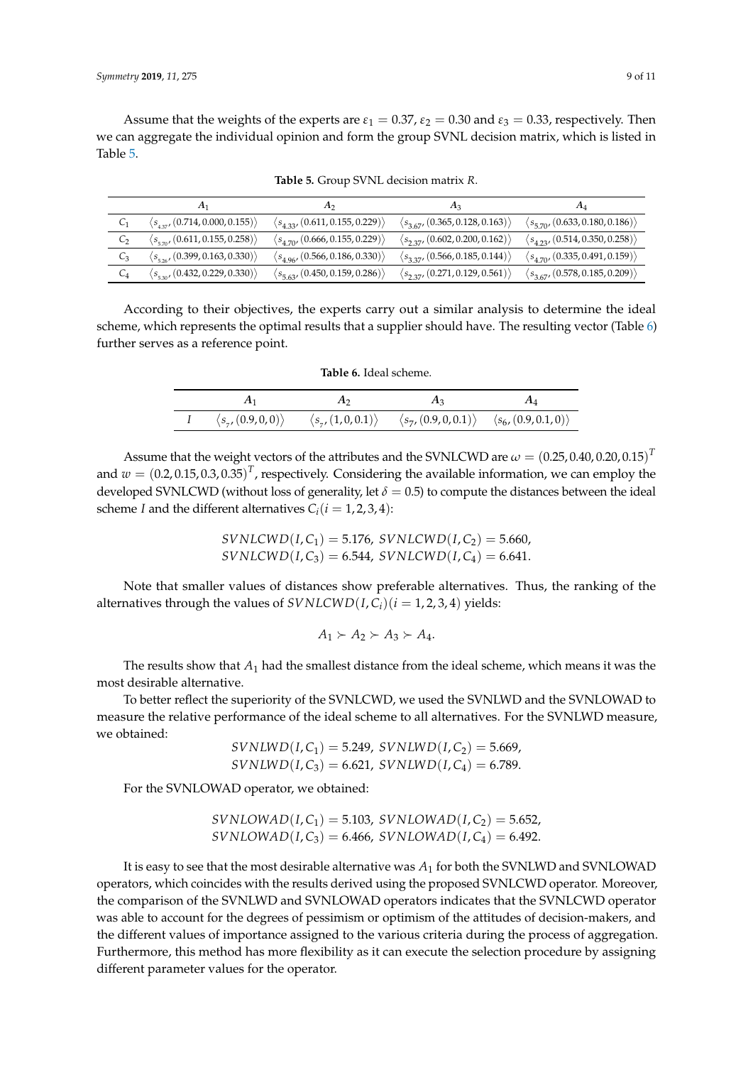Assume that the weights of the experts are $\varepsilon_1 = 0.37$, $\varepsilon_2 = 0.30$ and $\varepsilon_3 = 0.33$, respectively. Then we can aggregate the individual opinion and form the group SVNL decision matrix, which is listed in Table 5.

**Table 5.** Group SVNL decision matrix $R$.

| | $A_1$ | $A_2$ | $A_3$ | $A_4$ |
|---|---|---|---|---|
| $C_1$ | $\langle s_{4.37}, (0.714, 0.000, 0.155)\rangle$ | $\langle s_{4.33}, (0.611, 0.155, 0.229)\rangle$ | $\langle s_{3.67}, (0.365, 0.128, 0.163)\rangle$ | $\langle s_{5.70}, (0.633, 0.180, 0.186)\rangle$ |
| $C_2$ | $\langle s_{5.70}, (0.611, 0.155, 0.258)\rangle$ | $\langle s_{4.70}, (0.666, 0.155, 0.229)\rangle$ | $\langle s_{2.37}, (0.602, 0.200, 0.162)\rangle$ | $\langle s_{4.23}, (0.514, 0.350, 0.258)\rangle$ |
| $C_3$ | $\langle s_{5.26}, (0.399, 0.163, 0.330)\rangle$ | $\langle s_{4.96}, (0.566, 0.186, 0.330)\rangle$ | $\langle s_{3.37}, (0.566, 0.185, 0.144)\rangle$ | $\langle s_{4.70}, (0.335, 0.491, 0.159)\rangle$ |
| $C_4$ | $\langle s_{5.30}, (0.432, 0.229, 0.330)\rangle$ | $\langle s_{5.63}, (0.450, 0.159, 0.286)\rangle$ | $\langle s_{2.37}, (0.271, 0.129, 0.561)\rangle$ | $\langle s_{3.67}, (0.578, 0.185, 0.209)\rangle$ |

According to their objectives, the experts carry out a similar analysis to determine the ideal scheme, which represents the optimal results that a supplier should have. The resulting vector (Table 6) further serves as a reference point.

**Table 6.** Ideal scheme.

| | $A_1$ | $A_2$ | $A_3$ | $A_4$ |
|---|---|---|---|---|
| $I$ | $\langle s_7, (0.9, 0, 0)\rangle$ | $\langle s_7, (1, 0, 0.1)\rangle$ | $\langle s_7, (0.9, 0, 0.1)\rangle$ | $\langle s_6, (0.9, 0.1, 0)\rangle$ |

Assume that the weight vectors of the attributes and the SVNLCWD are $\omega = (0.25, 0.40, 0.20, 0.15)^T$ and $w = (0.2, 0.15, 0.3, 0.35)^T$, respectively. Considering the available information, we can employ the developed SVNLCWD (without loss of generality, let $\delta = 0.5$) to compute the distances between the ideal scheme $I$ and the different alternatives $C_i (i = 1, 2, 3, 4)$:

$$SVNLCWD(I, C_1) = 5.176,\ SVNLCWD(I, C_2) = 5.660,$$
$$SVNLCWD(I, C_3) = 6.544,\ SVNLCWD(I, C_4) = 6.641.$$

Note that smaller values of distances show preferable alternatives. Thus, the ranking of the alternatives through the values of $SVNLCWD(I, C_i) (i = 1, 2, 3, 4)$ yields:

$$A_1 \succ A_2 \succ A_3 \succ A_4.$$

The results show that $A_1$ had the smallest distance from the ideal scheme, which means it was the most desirable alternative.

To better reflect the superiority of the SVNLCWD, we used the SVNLWD and the SVNLOWAD to measure the relative performance of the ideal scheme to all alternatives. For the SVNLWD measure, we obtained:

$$SVNLWD(I, C_1) = 5.249,\ SVNLWD(I, C_2) = 5.669,$$
$$SVNLWD(I, C_3) = 6.621,\ SVNLWD(I, C_4) = 6.789.$$

For the SVNLOWAD operator, we obtained:

$$SVNLOWAD(I, C_1) = 5.103,\ SVNLOWAD(I, C_2) = 5.652,$$
$$SVNLOWAD(I, C_3) = 6.466,\ SVNLOWAD(I, C_4) = 6.492.$$

It is easy to see that the most desirable alternative was $A_1$ for both the SVNLWD and SVNLOWAD operators, which coincides with the results derived using the proposed SVNLCWD operator. Moreover, the comparison of the SVNLWD and SVNLOWAD operators indicates that the SVNLCWD operator was able to account for the degrees of pessimism or optimism of the attitudes of decision-makers, and the different values of importance assigned to the various criteria during the process of aggregation. Furthermore, this method has more flexibility as it can execute the selection procedure by assigning different parameter values for the operator.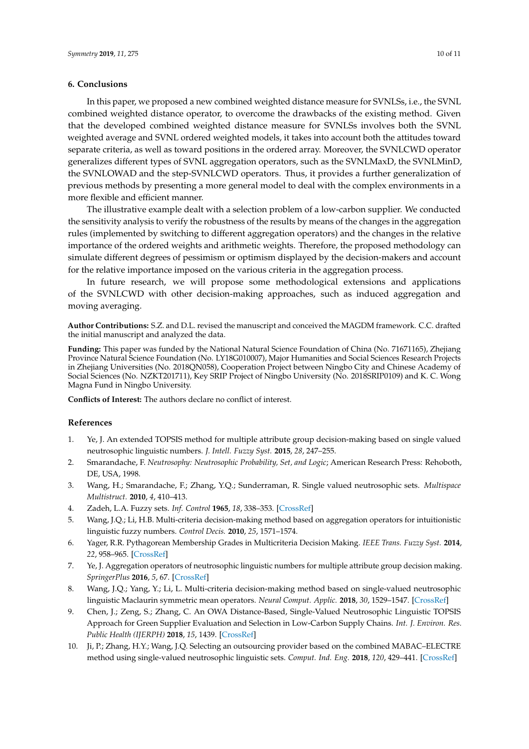## 6. Conclusions

In this paper, we proposed a new combined weighted distance measure for SVNLSs, i.e., the SVNL combined weighted distance operator, to overcome the drawbacks of the existing method. Given that the developed combined weighted distance measure for SVNLSs involves both the SVNL weighted average and SVNL ordered weighted models, it takes into account both the attitudes toward separate criteria, as well as toward positions in the ordered array. Moreover, the SVNLCWD operator generalizes different types of SVNL aggregation operators, such as the SVNLMaxD, the SVNLMinD, the SVNLOWAD and the step-SVNLCWD operators. Thus, it provides a further generalization of previous methods by presenting a more general model to deal with the complex environments in a more flexible and efficient manner.

The illustrative example dealt with a selection problem of a low-carbon supplier. We conducted the sensitivity analysis to verify the robustness of the results by means of the changes in the aggregation rules (implemented by switching to different aggregation operators) and the changes in the relative importance of the ordered weights and arithmetic weights. Therefore, the proposed methodology can simulate different degrees of pessimism or optimism displayed by the decision-makers and account for the relative importance imposed on the various criteria in the aggregation process.

In future research, we will propose some methodological extensions and applications of the SVNLCWD with other decision-making approaches, such as induced aggregation and moving averaging.

**Author Contributions:** S.Z. and D.L. revised the manuscript and conceived the MAGDM framework. C.C. drafted the initial manuscript and analyzed the data.

**Funding:** This paper was funded by the National Natural Science Foundation of China (No. 71671165), Zhejiang Province Natural Science Foundation (No. LY18G010007), Major Humanities and Social Sciences Research Projects in Zhejiang Universities (No. 2018QN058), Cooperation Project between Ningbo City and Chinese Academy of Social Sciences (No. NZKT201711), Key SRIP Project of Ningbo University (No. 2018SRIP0109) and K. C. Wong Magna Fund in Ningbo University.

**Conflicts of Interest:** The authors declare no conflict of interest.

## References

1. Ye, J. An extended TOPSIS method for multiple attribute group decision-making based on single valued neutrosophic linguistic numbers. *J. Intell. Fuzzy Syst.* **2015**, *28*, 247–255.
2. Smarandache, F. *Neutrosophy: Neutrosophic Probability, Set, and Logic*; American Research Press: Rehoboth, DE, USA, 1998.
3. Wang, H.; Smarandache, F.; Zhang, Y.Q.; Sunderraman, R. Single valued neutrosophic sets. *Multispace Multistruct.* **2010**, *4*, 410–413.
4. Zadeh, L.A. Fuzzy sets. *Inf. Control* **1965**, *18*, 338–353. [CrossRef]
5. Wang, J.Q.; Li, H.B. Multi-criteria decision-making method based on aggregation operators for intuitionistic linguistic fuzzy numbers. *Control Decis.* **2010**, *25*, 1571–1574.
6. Yager, R.R. Pythagorean Membership Grades in Multicriteria Decision Making. *IEEE Trans. Fuzzy Syst.* **2014**, *22*, 958–965. [CrossRef]
7. Ye, J. Aggregation operators of neutrosophic linguistic numbers for multiple attribute group decision making. *SpringerPlus* **2016**, *5*, 67. [CrossRef]
8. Wang, J.Q.; Yang, Y.; Li, L. Multi-criteria decision-making method based on single-valued neutrosophic linguistic Maclaurin symmetric mean operators. *Neural Comput. Applic.* **2018**, *30*, 1529–1547. [CrossRef]
9. Chen, J.; Zeng, S.; Zhang, C. An OWA Distance-Based, Single-Valued Neutrosophic Linguistic TOPSIS Approach for Green Supplier Evaluation and Selection in Low-Carbon Supply Chains. *Int. J. Environ. Res. Public Health (IJERPH)* **2018**, *15*, 1439. [CrossRef]
10. Ji, P.; Zhang, H.Y.; Wang, J.Q. Selecting an outsourcing provider based on the combined MABAC–ELECTRE method using single-valued neutrosophic linguistic sets. *Comput. Ind. Eng.* **2018**, *120*, 429–441. [CrossRef]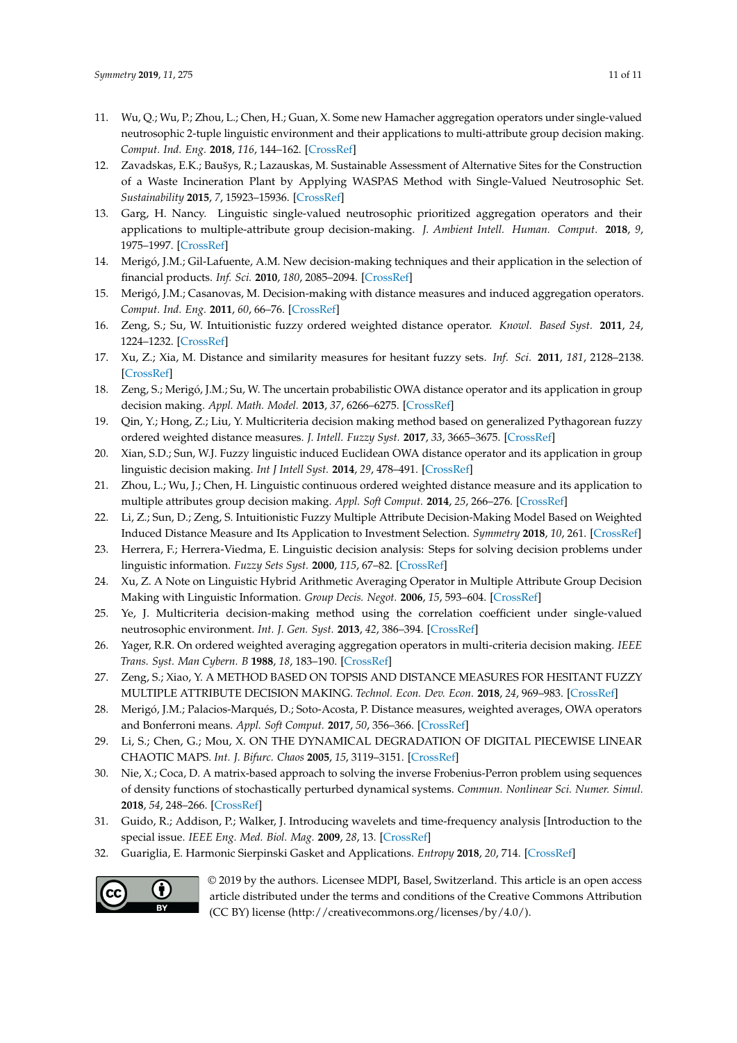11. Wu, Q.; Wu, P.; Zhou, L.; Chen, H.; Guan, X. Some new Hamacher aggregation operators under single-valued neutrosophic 2-tuple linguistic environment and their applications to multi-attribute group decision making. *Comput. Ind. Eng.* **2018**, *116*, 144–162. [CrossRef]
12. Zavadskas, E.K.; Baušys, R.; Lazauskas, M. Sustainable Assessment of Alternative Sites for the Construction of a Waste Incineration Plant by Applying WASPAS Method with Single-Valued Neutrosophic Set. *Sustainability* **2015**, *7*, 15923–15936. [CrossRef]
13. Garg, H. Nancy. Linguistic single-valued neutrosophic prioritized aggregation operators and their applications to multiple-attribute group decision-making. *J. Ambient Intell. Human. Comput.* **2018**, *9*, 1975–1997. [CrossRef]
14. Merigó, J.M.; Gil-Lafuente, A.M. New decision-making techniques and their application in the selection of financial products. *Inf. Sci.* **2010**, *180*, 2085–2094. [CrossRef]
15. Merigó, J.M.; Casanovas, M. Decision-making with distance measures and induced aggregation operators. *Comput. Ind. Eng.* **2011**, *60*, 66–76. [CrossRef]
16. Zeng, S.; Su, W. Intuitionistic fuzzy ordered weighted distance operator. *Knowl. Based Syst.* **2011**, *24*, 1224–1232. [CrossRef]
17. Xu, Z.; Xia, M. Distance and similarity measures for hesitant fuzzy sets. *Inf. Sci.* **2011**, *181*, 2128–2138. [CrossRef]
18. Zeng, S.; Merigó, J.M.; Su, W. The uncertain probabilistic OWA distance operator and its application in group decision making. *Appl. Math. Model.* **2013**, *37*, 6266–6275. [CrossRef]
19. Qin, Y.; Hong, Z.; Liu, Y. Multicriteria decision making method based on generalized Pythagorean fuzzy ordered weighted distance measures. *J. Intell. Fuzzy Syst.* **2017**, *33*, 3665–3675. [CrossRef]
20. Xian, S.D.; Sun, W.J. Fuzzy linguistic induced Euclidean OWA distance operator and its application in group linguistic decision making. *Int J Intell Syst.* **2014**, *29*, 478–491. [CrossRef]
21. Zhou, L.; Wu, J.; Chen, H. Linguistic continuous ordered weighted distance measure and its application to multiple attributes group decision making. *Appl. Soft Comput.* **2014**, *25*, 266–276. [CrossRef]
22. Li, Z.; Sun, D.; Zeng, S. Intuitionistic Fuzzy Multiple Attribute Decision-Making Model Based on Weighted Induced Distance Measure and Its Application to Investment Selection. *Symmetry* **2018**, *10*, 261. [CrossRef]
23. Herrera, F.; Herrera-Viedma, E. Linguistic decision analysis: Steps for solving decision problems under linguistic information. *Fuzzy Sets Syst.* **2000**, *115*, 67–82. [CrossRef]
24. Xu, Z. A Note on Linguistic Hybrid Arithmetic Averaging Operator in Multiple Attribute Group Decision Making with Linguistic Information. *Group Decis. Negot.* **2006**, *15*, 593–604. [CrossRef]
25. Ye, J. Multicriteria decision-making method using the correlation coefficient under single-valued neutrosophic environment. *Int. J. Gen. Syst.* **2013**, *42*, 386–394. [CrossRef]
26. Yager, R.R. On ordered weighted averaging aggregation operators in multi-criteria decision making. *IEEE Trans. Syst. Man Cybern. B* **1988**, *18*, 183–190. [CrossRef]
27. Zeng, S.; Xiao, Y. A METHOD BASED ON TOPSIS AND DISTANCE MEASURES FOR HESITANT FUZZY MULTIPLE ATTRIBUTE DECISION MAKING. *Technol. Econ. Dev. Econ.* **2018**, *24*, 969–983. [CrossRef]
28. Merigó, J.M.; Palacios-Marqués, D.; Soto-Acosta, P. Distance measures, weighted averages, OWA operators and Bonferroni means. *Appl. Soft Comput.* **2017**, *50*, 356–366. [CrossRef]
29. Li, S.; Chen, G.; Mou, X. ON THE DYNAMICAL DEGRADATION OF DIGITAL PIECEWISE LINEAR CHAOTIC MAPS. *Int. J. Bifurc. Chaos* **2005**, *15*, 3119–3151. [CrossRef]
30. Nie, X.; Coca, D. A matrix-based approach to solving the inverse Frobenius-Perron problem using sequences of density functions of stochastically perturbed dynamical systems. *Commun. Nonlinear Sci. Numer. Simul.* **2018**, *54*, 248–266. [CrossRef]
31. Guido, R.; Addison, P.; Walker, J. Introducing wavelets and time-frequency analysis [Introduction to the special issue. *IEEE Eng. Med. Biol. Mag.* **2009**, *28*, 13. [CrossRef]
32. Guariglia, E. Harmonic Sierpinski Gasket and Applications. *Entropy* **2018**, *20*, 714. [CrossRef]

© 2019 by the authors. Licensee MDPI, Basel, Switzerland. This article is an open access article distributed under the terms and conditions of the Creative Commons Attribution (CC BY) license (http://creativecommons.org/licenses/by/4.0/).